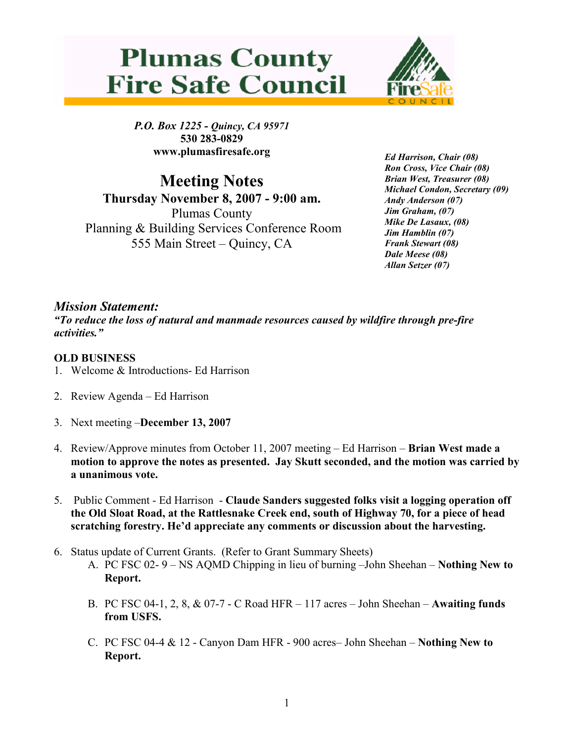# Plumas County Fire Safe Council

*P.O. Box 1225 - Quincy, CA 95971*
**530 283-0829**
**www.plumasfiresafe.org**

## Meeting Notes

**Thursday November 8, 2007 - 9:00 am.**
Plumas County
Planning & Building Services Conference Room
555 Main Street – Quincy, CA

***Ed Harrison, Chair (08)***
***Ron Cross, Vice Chair (08)***
***Brian West, Treasurer (08)***
***Michael Condon, Secretary (09)***
***Andy Anderson (07)***
***Jim Graham, (07)***
***Mike De Lasaux, (08)***
***Jim Hamblin (07)***
***Frank Stewart (08)***
***Dale Meese (08)***
***Allan Setzer (07)***

### *Mission Statement:*

***"To reduce the loss of natural and manmade resources caused by wildfire through pre-fire activities."***

**OLD BUSINESS**

1. Welcome & Introductions- Ed Harrison

2. Review Agenda – Ed Harrison

3. Next meeting –**December 13, 2007**

4. Review/Approve minutes from October 11, 2007 meeting – Ed Harrison – **Brian West made a motion to approve the notes as presented. Jay Skutt seconded, and the motion was carried by a unanimous vote.**

5. Public Comment - Ed Harrison - **Claude Sanders suggested folks visit a logging operation off the Old Sloat Road, at the Rattlesnake Creek end, south of Highway 70, for a piece of head scratching forestry. He'd appreciate any comments or discussion about the harvesting.**

6. Status update of Current Grants. (Refer to Grant Summary Sheets)
   A. PC FSC 02- 9 – NS AQMD Chipping in lieu of burning –John Sheehan – **Nothing New to Report.**

   B. PC FSC 04-1, 2, 8, & 07-7 - C Road HFR – 117 acres – John Sheehan – **Awaiting funds from USFS.**

   C. PC FSC 04-4 & 12 - Canyon Dam HFR - 900 acres– John Sheehan – **Nothing New to Report.**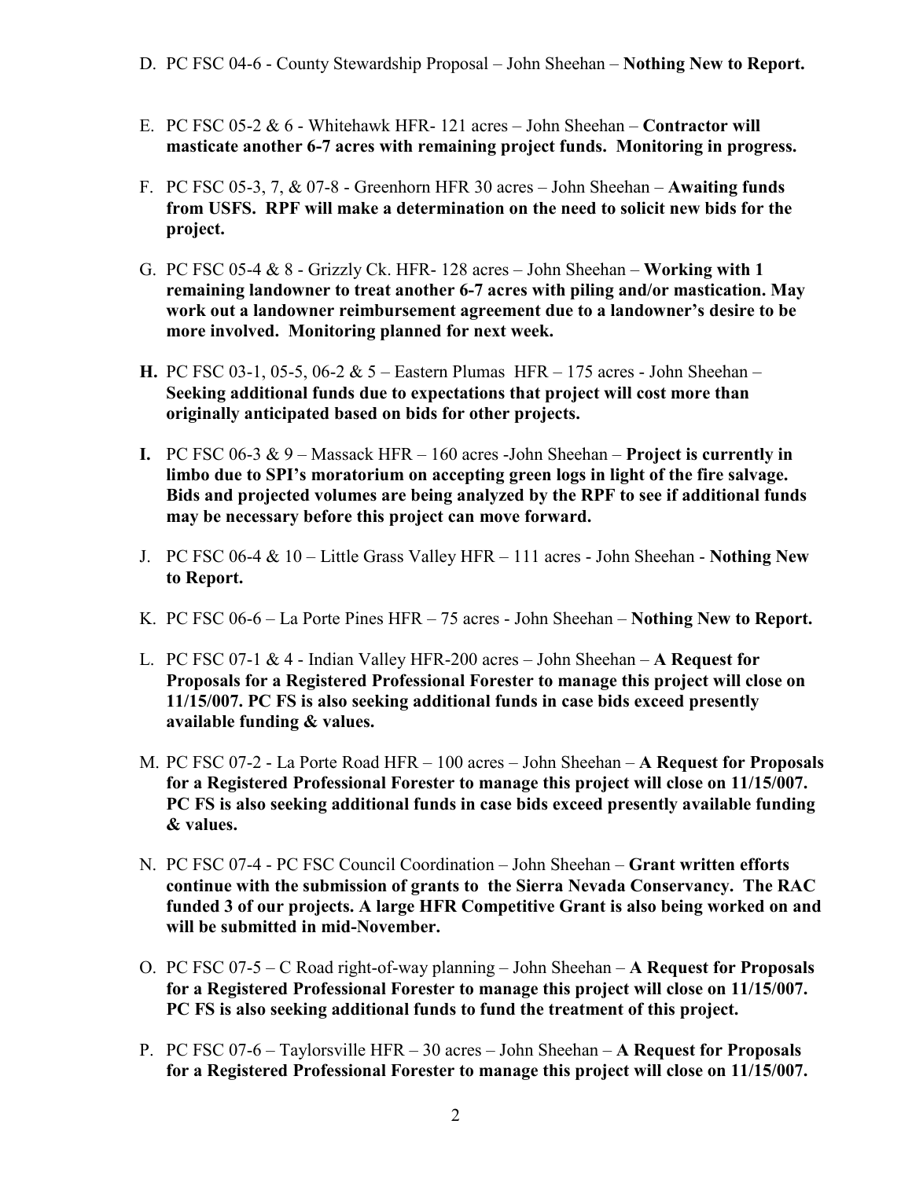D. PC FSC 04-6 - County Stewardship Proposal – John Sheehan – **Nothing New to Report.**

E. PC FSC 05-2 & 6 - Whitehawk HFR- 121 acres – John Sheehan – **Contractor will masticate another 6-7 acres with remaining project funds. Monitoring in progress.**

F. PC FSC 05-3, 7, & 07-8 - Greenhorn HFR 30 acres – John Sheehan – **Awaiting funds from USFS. RPF will make a determination on the need to solicit new bids for the project.**

G. PC FSC 05-4 & 8 - Grizzly Ck. HFR- 128 acres – John Sheehan – **Working with 1 remaining landowner to treat another 6-7 acres with piling and/or mastication. May work out a landowner reimbursement agreement due to a landowner's desire to be more involved. Monitoring planned for next week.**

**H.** PC FSC 03-1, 05-5, 06-2 & 5 – Eastern Plumas HFR – 175 acres - John Sheehan – **Seeking additional funds due to expectations that project will cost more than originally anticipated based on bids for other projects.**

**I.** PC FSC 06-3 & 9 – Massack HFR – 160 acres -John Sheehan – **Project is currently in limbo due to SPI's moratorium on accepting green logs in light of the fire salvage. Bids and projected volumes are being analyzed by the RPF to see if additional funds may be necessary before this project can move forward.**

J. PC FSC 06-4 & 10 – Little Grass Valley HFR – 111 acres - John Sheehan - **Nothing New to Report.**

K. PC FSC 06-6 – La Porte Pines HFR – 75 acres - John Sheehan – **Nothing New to Report.**

L. PC FSC 07-1 & 4 - Indian Valley HFR-200 acres – John Sheehan – **A Request for Proposals for a Registered Professional Forester to manage this project will close on 11/15/007. PC FS is also seeking additional funds in case bids exceed presently available funding & values.**

M. PC FSC 07-2 - La Porte Road HFR – 100 acres – John Sheehan – **A Request for Proposals for a Registered Professional Forester to manage this project will close on 11/15/007. PC FS is also seeking additional funds in case bids exceed presently available funding & values.**

N. PC FSC 07-4 - PC FSC Council Coordination – John Sheehan – **Grant written efforts continue with the submission of grants to the Sierra Nevada Conservancy. The RAC funded 3 of our projects. A large HFR Competitive Grant is also being worked on and will be submitted in mid-November.**

O. PC FSC 07-5 – C Road right-of-way planning – John Sheehan – **A Request for Proposals for a Registered Professional Forester to manage this project will close on 11/15/007. PC FS is also seeking additional funds to fund the treatment of this project.**

P. PC FSC 07-6 – Taylorsville HFR – 30 acres – John Sheehan – **A Request for Proposals for a Registered Professional Forester to manage this project will close on 11/15/007.**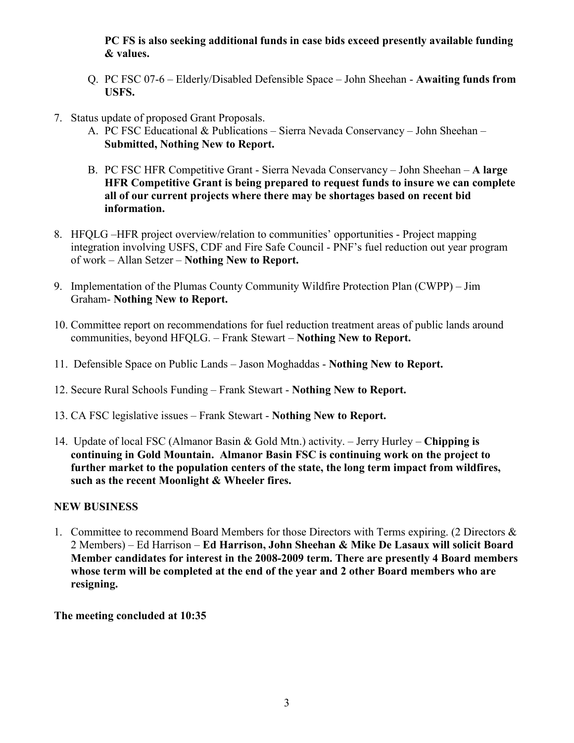**PC FS is also seeking additional funds in case bids exceed presently available funding & values.**

Q. PC FSC 07-6 – Elderly/Disabled Defensible Space – John Sheehan - **Awaiting funds from USFS.**

7. Status update of proposed Grant Proposals.
   A. PC FSC Educational & Publications – Sierra Nevada Conservancy – John Sheehan – **Submitted, Nothing New to Report.**

   B. PC FSC HFR Competitive Grant - Sierra Nevada Conservancy – John Sheehan – **A large HFR Competitive Grant is being prepared to request funds to insure we can complete all of our current projects where there may be shortages based on recent bid information.**

8. HFQLG –HFR project overview/relation to communities' opportunities - Project mapping integration involving USFS, CDF and Fire Safe Council - PNF's fuel reduction out year program of work – Allan Setzer – **Nothing New to Report.**

9. Implementation of the Plumas County Community Wildfire Protection Plan (CWPP) – Jim Graham- **Nothing New to Report.**

10. Committee report on recommendations for fuel reduction treatment areas of public lands around communities, beyond HFQLG. – Frank Stewart – **Nothing New to Report.**

11. Defensible Space on Public Lands – Jason Moghaddas - **Nothing New to Report.**

12. Secure Rural Schools Funding – Frank Stewart - **Nothing New to Report.**

13. CA FSC legislative issues – Frank Stewart - **Nothing New to Report.**

14. Update of local FSC (Almanor Basin & Gold Mtn.) activity. – Jerry Hurley – **Chipping is continuing in Gold Mountain. Almanor Basin FSC is continuing work on the project to further market to the population centers of the state, the long term impact from wildfires, such as the recent Moonlight & Wheeler fires.**

**NEW BUSINESS**

1. Committee to recommend Board Members for those Directors with Terms expiring. (2 Directors & 2 Members) – Ed Harrison – **Ed Harrison, John Sheehan & Mike De Lasaux will solicit Board Member candidates for interest in the 2008-2009 term. There are presently 4 Board members whose term will be completed at the end of the year and 2 other Board members who are resigning.**

**The meeting concluded at 10:35**